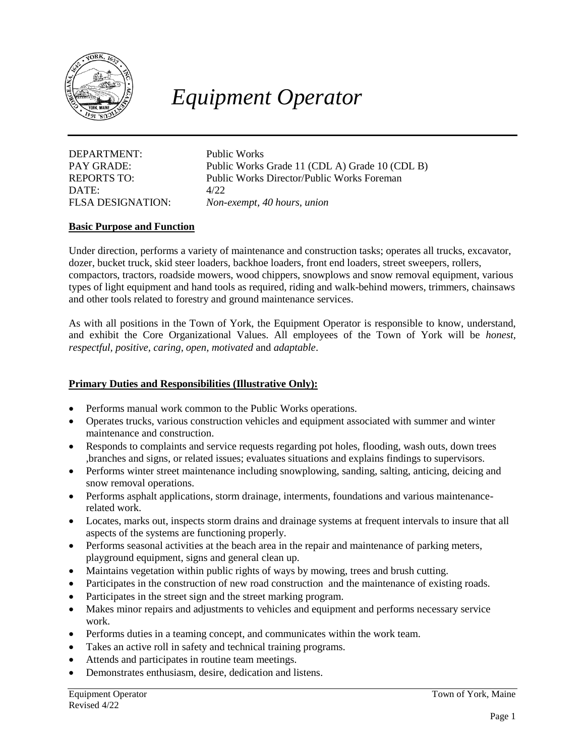# *Equipment Operator*

DEPARTMENT: Public Works
PAY GRADE: Public Works Grade 11 (CDL A) Grade 10 (CDL B)
REPORTS TO: Public Works Director/Public Works Foreman
DATE: 4/22
FLSA DESIGNATION: *Non-exempt, 40 hours, union*

**Basic Purpose and Function**

Under direction, performs a variety of maintenance and construction tasks; operates all trucks, excavator, dozer, bucket truck, skid steer loaders, backhoe loaders, front end loaders, street sweepers, rollers, compactors, tractors, roadside mowers, wood chippers, snowplows and snow removal equipment, various types of light equipment and hand tools as required, riding and walk-behind mowers, trimmers, chainsaws and other tools related to forestry and ground maintenance services.

As with all positions in the Town of York, the Equipment Operator is responsible to know, understand, and exhibit the Core Organizational Values. All employees of the Town of York will be *honest, respectful, positive, caring, open, motivated* and *adaptable*.

**Primary Duties and Responsibilities (Illustrative Only):**

- Performs manual work common to the Public Works operations.
- Operates trucks, various construction vehicles and equipment associated with summer and winter maintenance and construction.
- Responds to complaints and service requests regarding pot holes, flooding, wash outs, down trees ,branches and signs, or related issues; evaluates situations and explains findings to supervisors.
- Performs winter street maintenance including snowplowing, sanding, salting, anticing, deicing and snow removal operations.
- Performs asphalt applications, storm drainage, interments, foundations and various maintenance-related work.
- Locates, marks out, inspects storm drains and drainage systems at frequent intervals to insure that all aspects of the systems are functioning properly.
- Performs seasonal activities at the beach area in the repair and maintenance of parking meters, playground equipment, signs and general clean up.
- Maintains vegetation within public rights of ways by mowing, trees and brush cutting.
- Participates in the construction of new road construction and the maintenance of existing roads.
- Participates in the street sign and the street marking program.
- Makes minor repairs and adjustments to vehicles and equipment and performs necessary service work.
- Performs duties in a teaming concept, and communicates within the work team.
- Takes an active roll in safety and technical training programs.
- Attends and participates in routine team meetings.
- Demonstrates enthusiasm, desire, dedication and listens.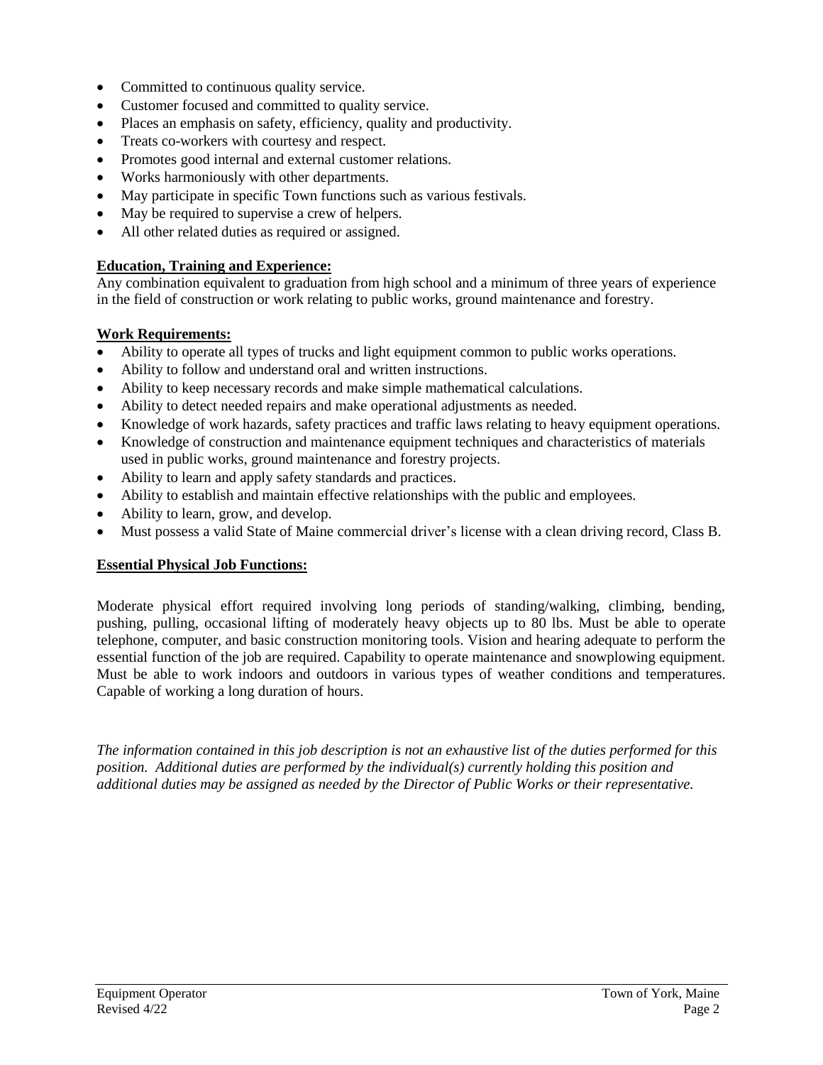- Committed to continuous quality service.
- Customer focused and committed to quality service.
- Places an emphasis on safety, efficiency, quality and productivity.
- Treats co-workers with courtesy and respect.
- Promotes good internal and external customer relations.
- Works harmoniously with other departments.
- May participate in specific Town functions such as various festivals.
- May be required to supervise a crew of helpers.
- All other related duties as required or assigned.

**Education, Training and Experience:**

Any combination equivalent to graduation from high school and a minimum of three years of experience in the field of construction or work relating to public works, ground maintenance and forestry.

**Work Requirements:**

- Ability to operate all types of trucks and light equipment common to public works operations.
- Ability to follow and understand oral and written instructions.
- Ability to keep necessary records and make simple mathematical calculations.
- Ability to detect needed repairs and make operational adjustments as needed.
- Knowledge of work hazards, safety practices and traffic laws relating to heavy equipment operations.
- Knowledge of construction and maintenance equipment techniques and characteristics of materials used in public works, ground maintenance and forestry projects.
- Ability to learn and apply safety standards and practices.
- Ability to establish and maintain effective relationships with the public and employees.
- Ability to learn, grow, and develop.
- Must possess a valid State of Maine commercial driver's license with a clean driving record, Class B.

**Essential Physical Job Functions:**

Moderate physical effort required involving long periods of standing/walking, climbing, bending, pushing, pulling, occasional lifting of moderately heavy objects up to 80 lbs. Must be able to operate telephone, computer, and basic construction monitoring tools. Vision and hearing adequate to perform the essential function of the job are required. Capability to operate maintenance and snowplowing equipment. Must be able to work indoors and outdoors in various types of weather conditions and temperatures. Capable of working a long duration of hours.

*The information contained in this job description is not an exhaustive list of the duties performed for this position. Additional duties are performed by the individual(s) currently holding this position and additional duties may be assigned as needed by the Director of Public Works or their representative.*